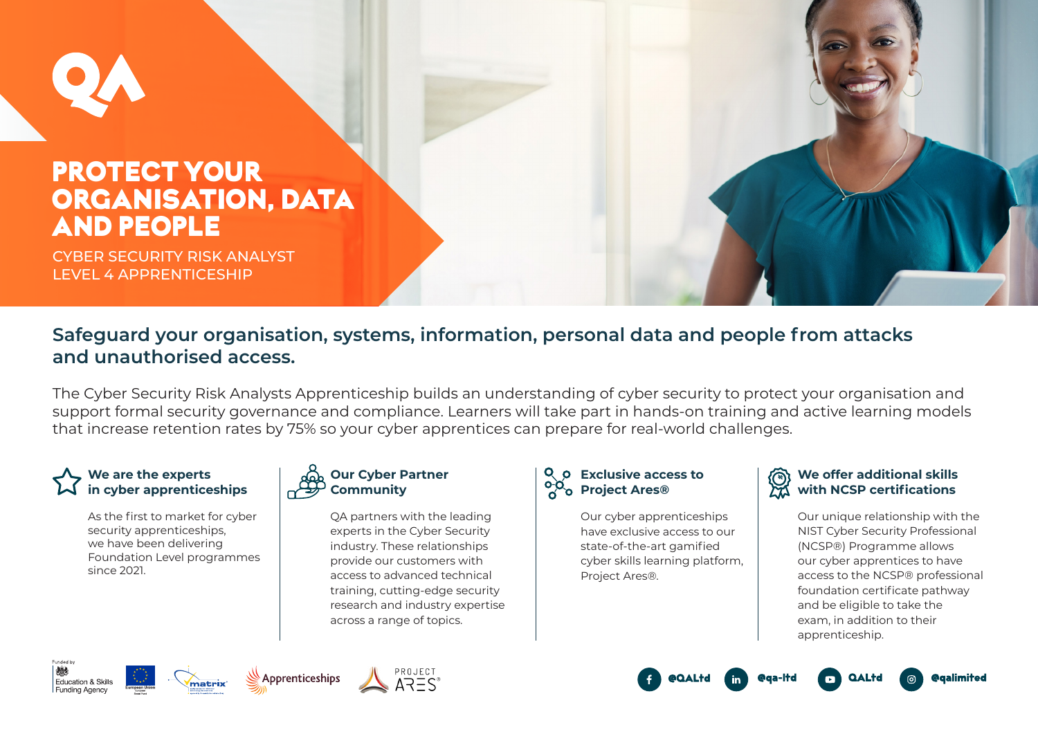# PROTECT YOUR ORGANISATION, DATA AND PEOPLE

CYBER SECURITY RISK ANALYST
LEVEL 4 APPRENTICESHIP

## Safeguard your organisation, systems, information, personal data and people from attacks and unauthorised access.

The Cyber Security Risk Analysts Apprenticeship builds an understanding of cyber security to protect your organisation and support formal security governance and compliance. Learners will take part in hands-on training and active learning models that increase retention rates by 75% so your cyber apprentices can prepare for real-world challenges.

### We are the experts in cyber apprenticeships

As the first to market for cyber security apprenticeships, we have been delivering Foundation Level programmes since 2021.

### Our Cyber Partner Community

QA partners with the leading experts in the Cyber Security industry. These relationships provide our customers with access to advanced technical training, cutting-edge security research and industry expertise across a range of topics.

### Exclusive access to Project Ares®

Our cyber apprenticeships have exclusive access to our state-of-the-art gamified cyber skills learning platform, Project Ares®.

### We offer additional skills with NCSP certifications

Our unique relationship with the NIST Cyber Security Professional (NCSP®) Programme allows our cyber apprentices to have access to the NCSP® professional foundation certificate pathway and be eligible to take the exam, in addition to their apprenticeship.

Funded by Education & Skills Funding Agency

@QALtd @qa-ltd QALtd @qalimited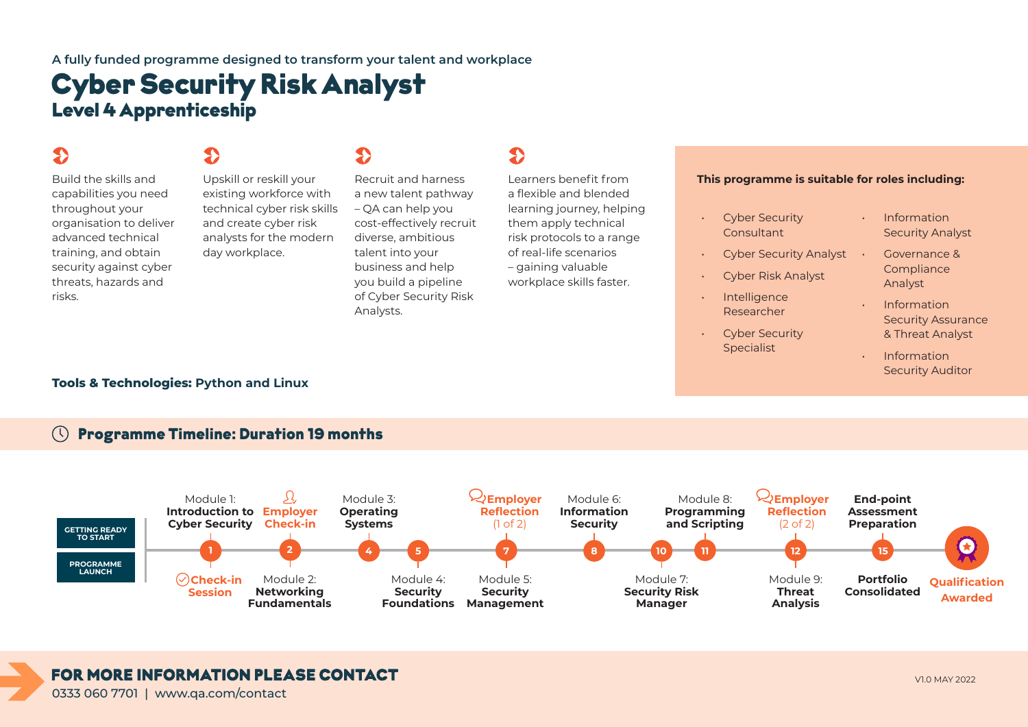A fully funded programme designed to transform your talent and workplace

# Cyber Security Risk Analyst

## Level 4 Apprenticeship

Build the skills and capabilities you need throughout your organisation to deliver advanced technical training, and obtain security against cyber threats, hazards and risks.

Upskill or reskill your existing workforce with technical cyber risk skills and create cyber risk analysts for the modern day workplace.

Recruit and harness a new talent pathway – QA can help you cost-effectively recruit diverse, ambitious talent into your business and help you build a pipeline of Cyber Security Risk Analysts.

Learners benefit from a flexible and blended learning journey, helping them apply technical risk protocols to a range of real-life scenarios – gaining valuable workplace skills faster.

**This programme is suitable for roles including:**

- Cyber Security Consultant
- Cyber Security Analyst
- Cyber Risk Analyst
- Intelligence Researcher
- Cyber Security Specialist
- Information Security Analyst
- Governance & Compliance Analyst
- Information Security Assurance & Threat Analyst
- Information Security Auditor

**Tools & Technologies:** Python and Linux

## Programme Timeline: Duration 19 months

GETTING READY TO START

PROGRAMME LAUNCH

1. Module 1: **Introduction to Cyber Security** / **Check-in Session**
2. **Employer Check-in** / Module 2: **Networking Fundamentals**
4. Module 3: **Operating Systems**
5. Module 4: **Security Foundations**
7. **Employer Reflection** (1 of 2) / Module 5: **Security Management**
8. Module 6: **Information Security**
10. Module 7: **Security Risk Manager**
11. Module 8: **Programming and Scripting**
12. **Employer Reflection** (2 of 2) / Module 9: **Threat Analysis**
15. **End-point Assessment Preparation** / **Portfolio Consolidated**

**Qualification Awarded**

## FOR MORE INFORMATION PLEASE CONTACT

0333 060 7701 | www.qa.com/contact

V1.0 MAY 2022